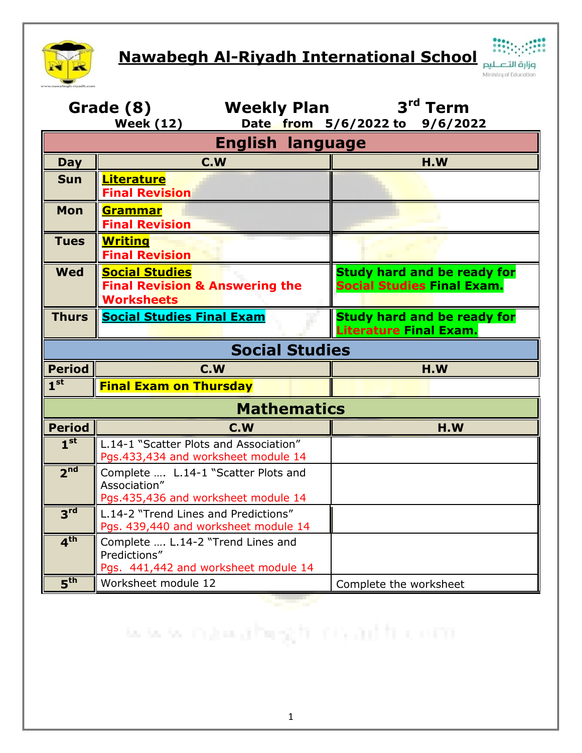# Nawabegh Al-Riyadh International School

وزارة التعليم
Ministry of Education

**Grade (8)** **Weekly Plan** **3rd Term**

**Week (12)** **Date from 5/6/2022 to 9/6/2022**

## English language

| Day | C.W | H.W |
|---|---|---|
| Sun | **Literature** **Final Revision** | |
| Mon | **Grammar** **Final Revision** | |
| Tues | **Writing** **Final Revision** | |
| Wed | **Social Studies** **Final Revision & Answering the Worksheets** | **Study hard and be ready for Social Studies Final Exam.** |
| Thurs | **Social Studies Final Exam** | **Study hard and be ready for Literature Final Exam.** |

## Social Studies

| Period | C.W | H.W |
|---|---|---|
| 1st | **Final Exam on Thursday** | |

## Mathematics

| Period | C.W | H.W |
|---|---|---|
| 1st | L.14-1 "Scatter Plots and Association" Pgs.433,434 and worksheet module 14 | |
| 2nd | Complete …. L.14-1 "Scatter Plots and Association" Pgs.435,436 and worksheet module 14 | |
| 3rd | L.14-2 "Trend Lines and Predictions" Pgs. 439,440 and worksheet module 14 | |
| 4th | Complete …. L.14-2 "Trend Lines and Predictions" Pgs. 441,442 and worksheet module 14 | |
| 5th | Worksheet module 12 | Complete the worksheet |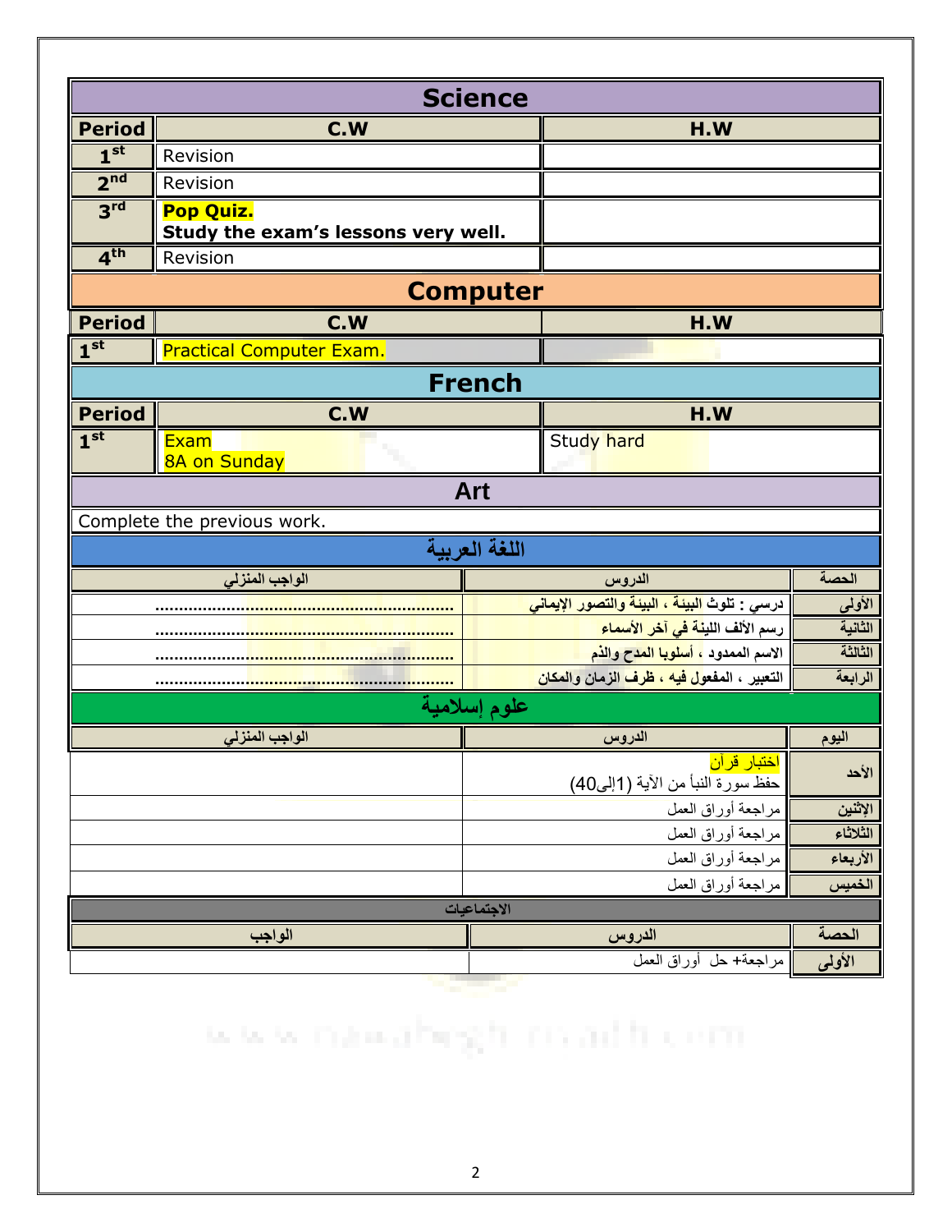## Science

| Period | C.W | H.W |
|---|---|---|
| 1st | Revision | |
| 2nd | Revision | |
| 3rd | **Pop Quiz.** **Study the exam's lessons very well.** | |
| 4th | Revision | |

## Computer

| Period | C.W | H.W |
|---|---|---|
| 1st | Practical Computer Exam. | |

## French

| Period | C.W | H.W |
|---|---|---|
| 1st | Exam 8A on Sunday | Study hard |

## Art

Complete the previous work.

## اللغة العربية

| الحصة | الدروس | الواجب المنزلي |
|---|---|---|
| الأولى | درسي : تلوث البيئة ، البيئة والتصور الإيماني | .............................................................. |
| الثانية | رسم الألف اللينة في آخر الأسماء | .............................................................. |
| الثالثة | الاسم الممدود ، أسلوبا المدح والذم | .............................................................. |
| الرابعة | التعبير ، المفعول فيه ، ظرف الزمان والمكان | .............................................................. |

## علوم إسلامية

| اليوم | الدروس | الواجب المنزلي |
|---|---|---|
| الأحد | اختبار قرآن حفظ سورة النبأ من الآية (1إلى40) | |
| الإثنين | مراجعة أوراق العمل | |
| الثلاثاء | مراجعة أوراق العمل | |
| الأربعاء | مراجعة أوراق العمل | |
| الخميس | مراجعة أوراق العمل | |

## الاجتماعيات

| الحصة | الدروس | الواجب |
|---|---|---|
| الأولى | مراجعة+ حل أوراق العمل | |